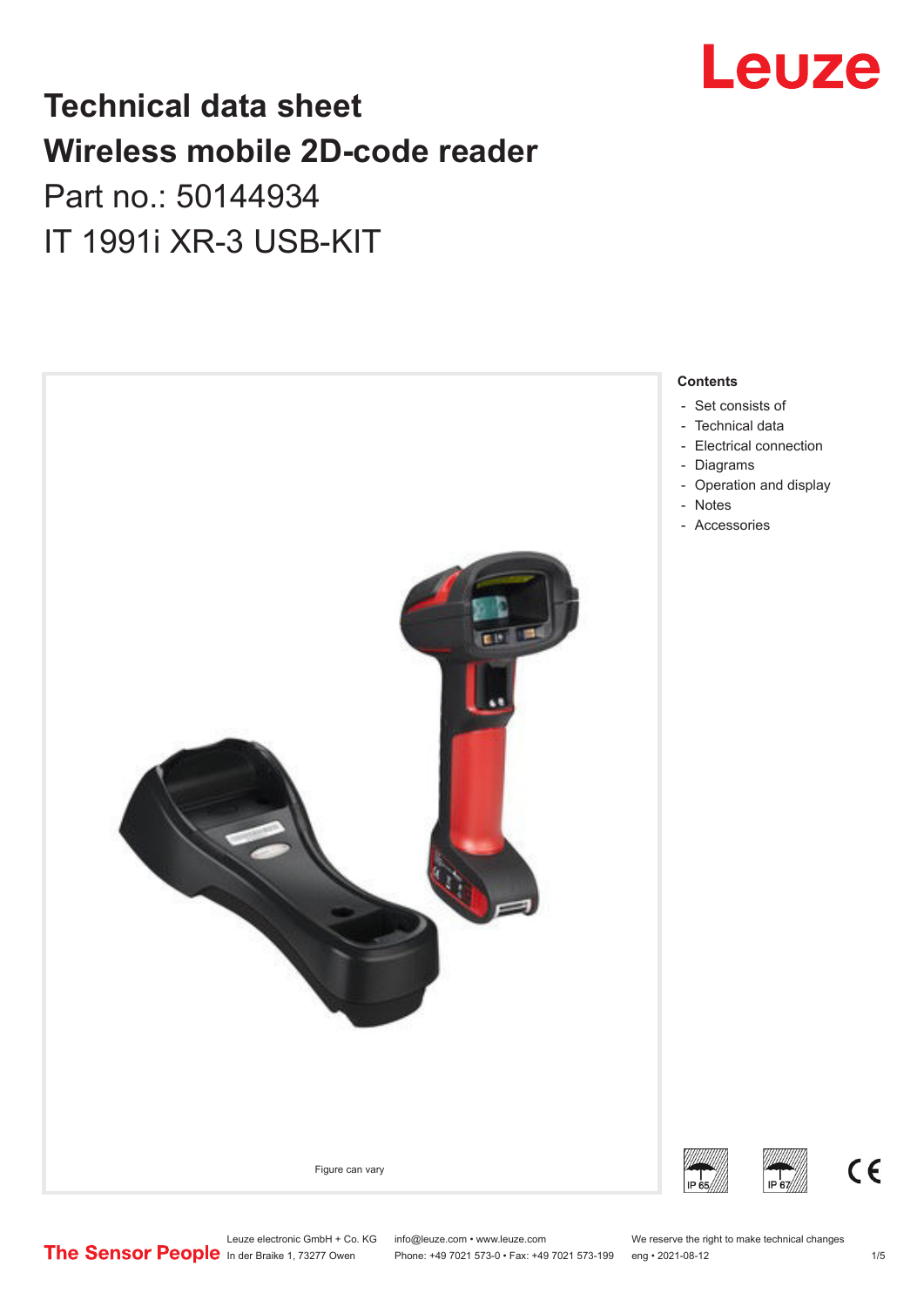# Technical data sheet

# Wireless mobile 2D-code reader

## Part no.: 50144934

## IT 1991i XR-3 USB-KIT

Figure can vary

**Contents**

- Set consists of
- Technical data
- Electrical connection
- Diagrams
- Operation and display
- Notes
- Accessories

IP 65 IP 67 CE

Leuze electronic GmbH + Co. KG
In der Braike 1, 73277 Owen

info@leuze.com • www.leuze.com
Phone: +49 7021 573-0 • Fax: +49 7021 573-199

We reserve the right to make technical changes
eng • 2021-08-12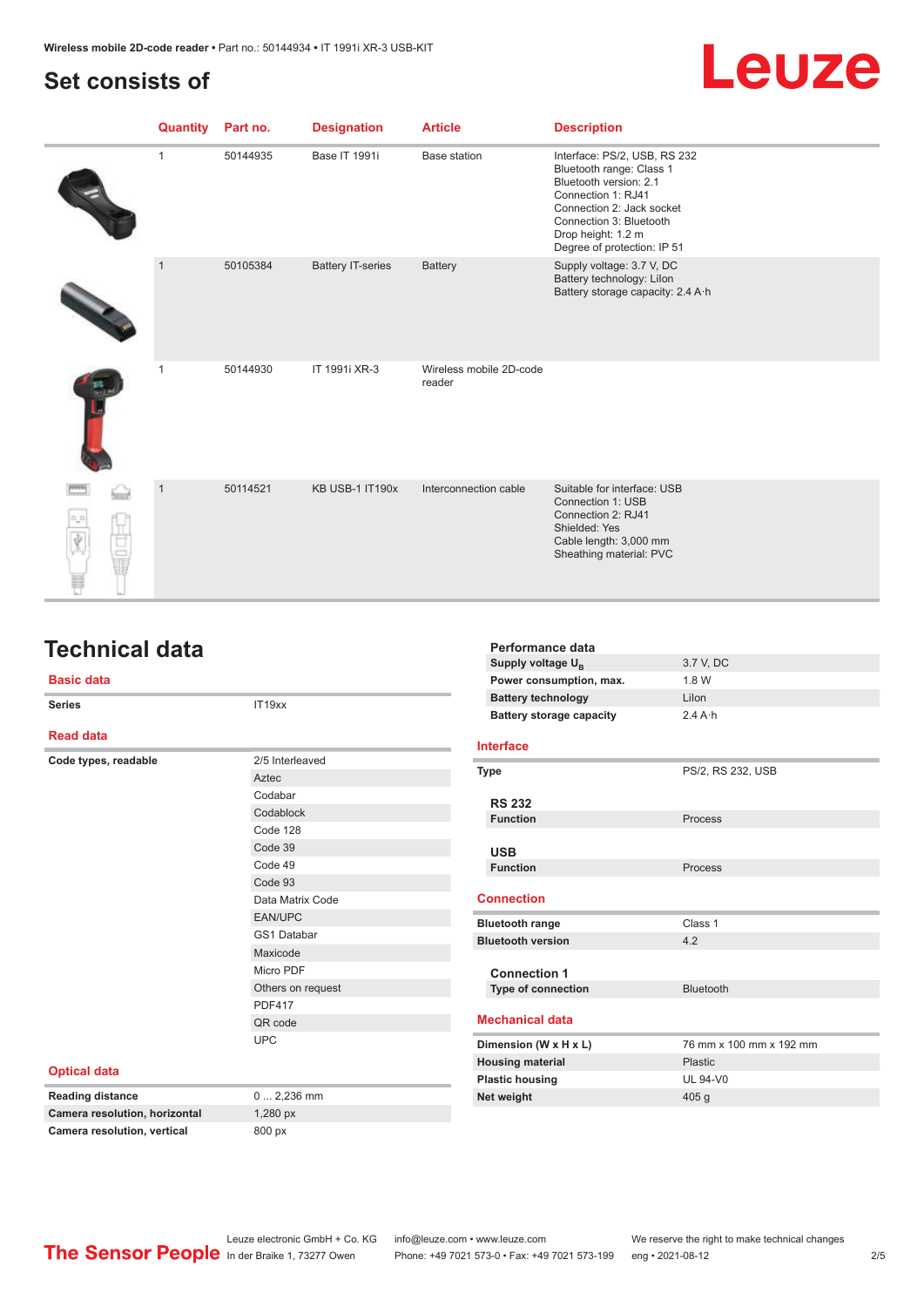## Set consists of

| Quantity | Part no. | Designation | Article | Description |
|---|---|---|---|---|
| 1 | 50144935 | Base IT 1991i | Base station | Interface: PS/2, USB, RS 232<br>Bluetooth range: Class 1<br>Bluetooth version: 2.1<br>Connection 1: RJ41<br>Connection 2: Jack socket<br>Connection 3: Bluetooth<br>Drop height: 1.2 m<br>Degree of protection: IP 51 |
| 1 | 50105384 | Battery IT-series | Battery | Supply voltage: 3.7 V, DC<br>Battery technology: LiIon<br>Battery storage capacity: 2.4 A·h |
| 1 | 50144930 | IT 1991i XR-3 | Wireless mobile 2D-code reader | |
| 1 | 50114521 | KB USB-1 IT190x | Interconnection cable | Suitable for interface: USB<br>Connection 1: USB<br>Connection 2: RJ41<br>Shielded: Yes<br>Cable length: 3,000 mm<br>Sheathing material: PVC |

# Technical data

### Basic data

| | |
|---|---|
| Series | IT19xx |

### Read data

| | |
|---|---|
| Code types, readable | 2/5 Interleaved |
| | Aztec |
| | Codabar |
| | Codablock |
| | Code 128 |
| | Code 39 |
| | Code 49 |
| | Code 93 |
| | Data Matrix Code |
| | EAN/UPC |
| | GS1 Databar |
| | Maxicode |
| | Micro PDF |
| | Others on request |
| | PDF417 |
| | QR code |
| | UPC |

### Optical data

| | |
|---|---|
| Reading distance | 0 ... 2,236 mm |
| Camera resolution, horizontal | 1,280 px |
| Camera resolution, vertical | 800 px |

#### Performance data

| | |
|---|---|
| Supply voltage $U_B$ | 3.7 V, DC |
| Power consumption, max. | 1.8 W |
| Battery technology | LiIon |
| Battery storage capacity | 2.4 A·h |

### Interface

| | |
|---|---|
| Type | PS/2, RS 232, USB |

#### RS 232

| | |
|---|---|
| Function | Process |

#### USB

| | |
|---|---|
| Function | Process |

### Connection

| | |
|---|---|
| Bluetooth range | Class 1 |
| Bluetooth version | 4.2 |

#### Connection 1

| | |
|---|---|
| Type of connection | Bluetooth |

### Mechanical data

| | |
|---|---|
| Dimension (W x H x L) | 76 mm x 100 mm x 192 mm |
| Housing material | Plastic |
| Plastic housing | UL 94-V0 |
| Net weight | 405 g |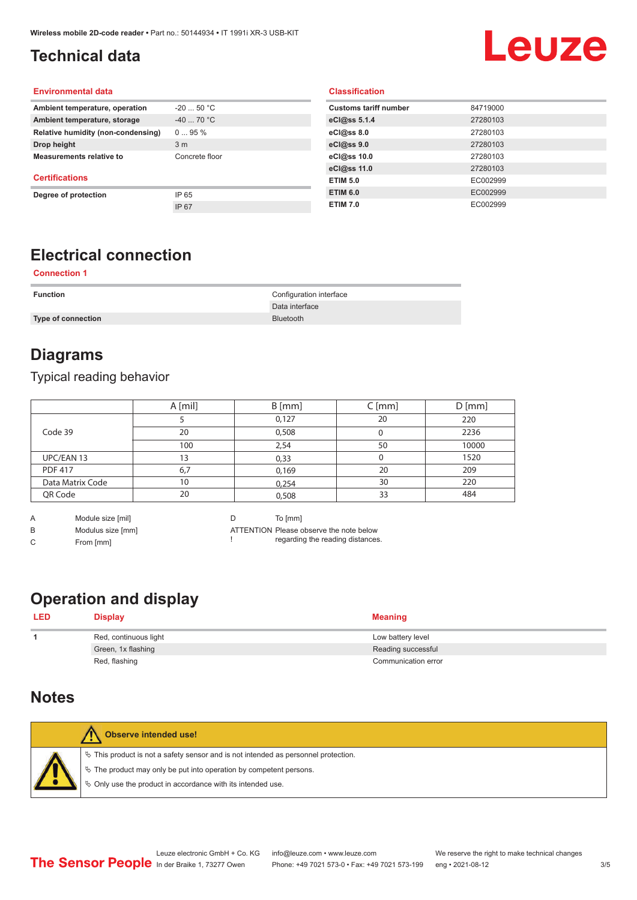# Technical data

## Environmental data

| | |
|---|---|
| **Ambient temperature, operation** | -20 ... 50 °C |
| **Ambient temperature, storage** | -40 ... 70 °C |
| **Relative humidity (non-condensing)** | 0 ... 95 % |
| **Drop height** | 3 m |
| **Measurements relative to** | Concrete floor |

## Certifications

| | |
|---|---|
| **Degree of protection** | IP 65 |
| | IP 67 |

## Classification

| | |
|---|---|
| **Customs tariff number** | 84719000 |
| **eCl@ss 5.1.4** | 27280103 |
| **eCl@ss 8.0** | 27280103 |
| **eCl@ss 9.0** | 27280103 |
| **eCl@ss 10.0** | 27280103 |
| **eCl@ss 11.0** | 27280103 |
| **ETIM 5.0** | EC002999 |
| **ETIM 6.0** | EC002999 |
| **ETIM 7.0** | EC002999 |

# Electrical connection

## Connection 1

| | |
|---|---|
| **Function** | Configuration interface |
| | Data interface |
| **Type of connection** | Bluetooth |

# Diagrams

Typical reading behavior

| | A [mil] | B [mm] | C [mm] | D [mm] |
|---|---|---|---|---|
| Code 39 | 5 | 0,127 | 20 | 220 |
| | 20 | 0,508 | 0 | 2236 |
| | 100 | 2,54 | 50 | 10000 |
| UPC/EAN 13 | 13 | 0,33 | 0 | 1520 |
| PDF 417 | 6,7 | 0,169 | 20 | 209 |
| Data Matrix Code | 10 | 0,254 | 30 | 220 |
| QR Code | 20 | 0,508 | 33 | 484 |

A Module size [mil]
B Modulus size [mm]
C From [mm]
D To [mm]
ATTENTION ! Please observe the note below regarding the reading distances.

# Operation and display

| LED | Display | Meaning |
|---|---|---|
| **1** | Red, continuous light | Low battery level |
| | Green, 1x flashing | Reading successful |
| | Red, flashing | Communication error |

# Notes

**Observe intended use!**

- This product is not a safety sensor and is not intended as personnel protection.
- The product may only be put into operation by competent persons.
- Only use the product in accordance with its intended use.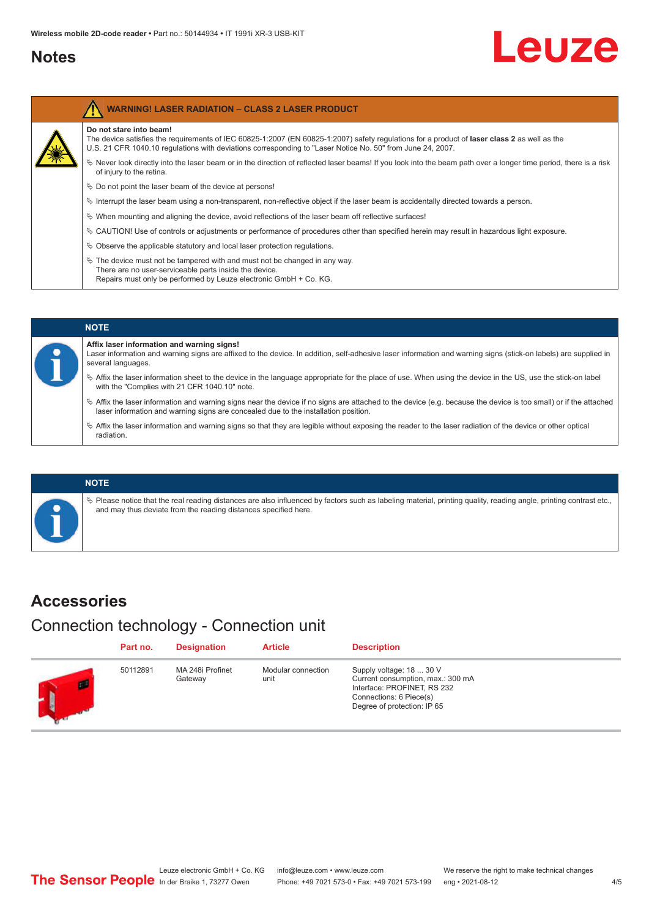# Notes

**WARNING! LASER RADIATION – CLASS 2 LASER PRODUCT**

**Do not stare into beam!**

The device satisfies the requirements of IEC 60825-1:2007 (EN 60825-1:2007) safety regulations for a product of **laser class 2** as well as the U.S. 21 CFR 1040.10 regulations with deviations corresponding to "Laser Notice No. 50" from June 24, 2007.

- Never look directly into the laser beam or in the direction of reflected laser beams! If you look into the beam path over a longer time period, there is a risk of injury to the retina.
- Do not point the laser beam of the device at persons!
- Interrupt the laser beam using a non-transparent, non-reflective object if the laser beam is accidentally directed towards a person.
- When mounting and aligning the device, avoid reflections of the laser beam off reflective surfaces!
- CAUTION! Use of controls or adjustments or performance of procedures other than specified herein may result in hazardous light exposure.
- Observe the applicable statutory and local laser protection regulations.
- The device must not be tampered with and must not be changed in any way. There are no user-serviceable parts inside the device. Repairs must only be performed by Leuze electronic GmbH + Co. KG.

**NOTE**

**Affix laser information and warning signs!**

Laser information and warning signs are affixed to the device. In addition, self-adhesive laser information and warning signs (stick-on labels) are supplied in several languages.

- Affix the laser information sheet to the device in the language appropriate for the place of use. When using the device in the US, use the stick-on label with the "Complies with 21 CFR 1040.10" note.
- Affix the laser information and warning signs near the device if no signs are attached to the device (e.g. because the device is too small) or if the attached laser information and warning signs are concealed due to the installation position.
- Affix the laser information and warning signs so that they are legible without exposing the reader to the laser radiation of the device or other optical radiation.

**NOTE**

- Please notice that the real reading distances are also influenced by factors such as labeling material, printing quality, reading angle, printing contrast etc., and may thus deviate from the reading distances specified here.

# Accessories

## Connection technology - Connection unit

| Part no. | Designation | Article | Description |
|---|---|---|---|
| 50112891 | MA 248i Profinet Gateway | Modular connection unit | Supply voltage: 18 ... 30 V<br>Current consumption, max.: 300 mA<br>Interface: PROFINET, RS 232<br>Connections: 6 Piece(s)<br>Degree of protection: IP 65 |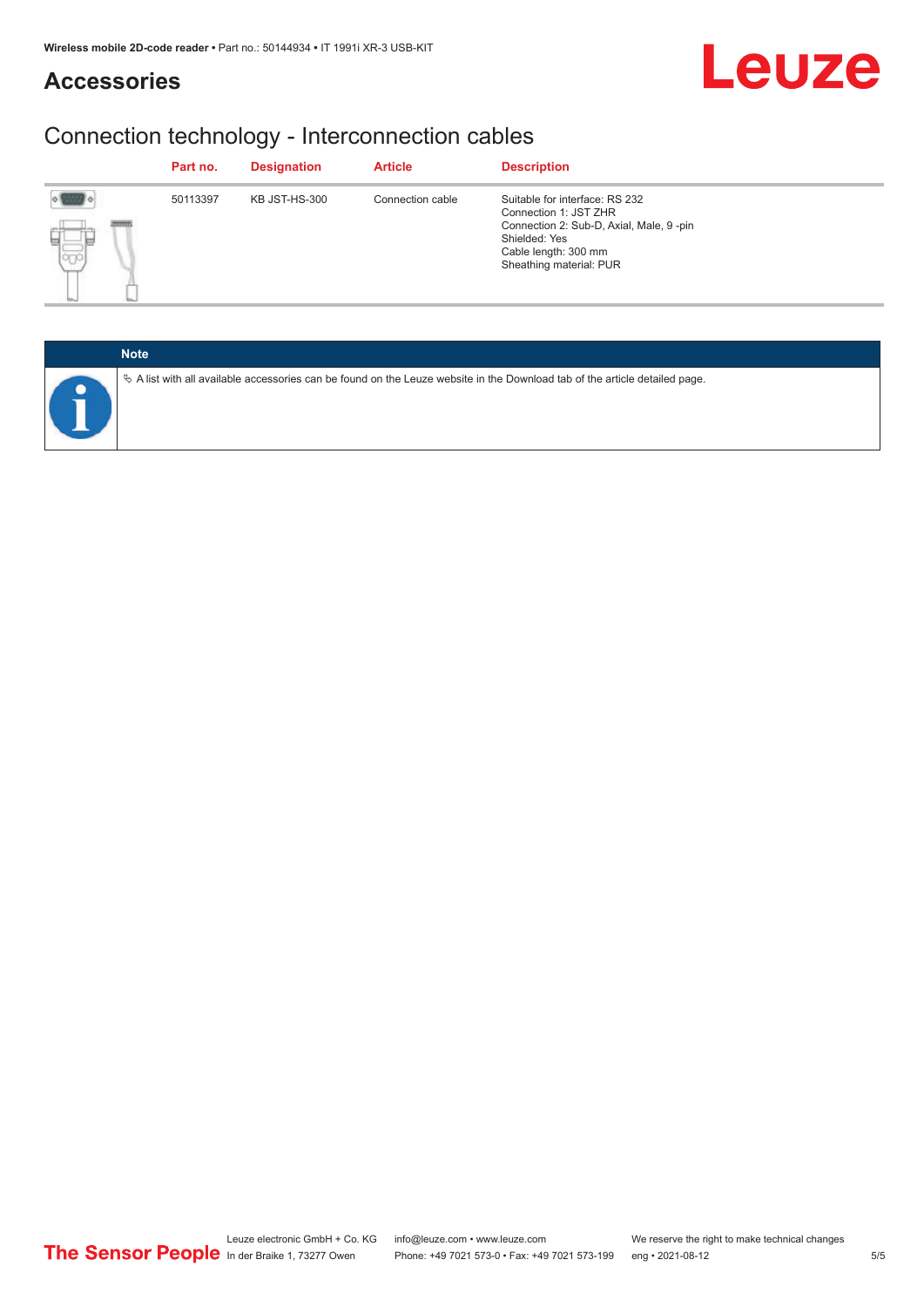## Accessories

## Connection technology - Interconnection cables

| | Part no. | Designation | Article | Description |
|---|---|---|---|---|
| | 50113397 | KB JST-HS-300 | Connection cable | Suitable for interface: RS 232<br>Connection 1: JST ZHR<br>Connection 2: Sub-D, Axial, Male, 9 -pin<br>Shielded: Yes<br>Cable length: 300 mm<br>Sheathing material: PUR |

**Note**

A list with all available accessories can be found on the Leuze website in the Download tab of the article detailed page.